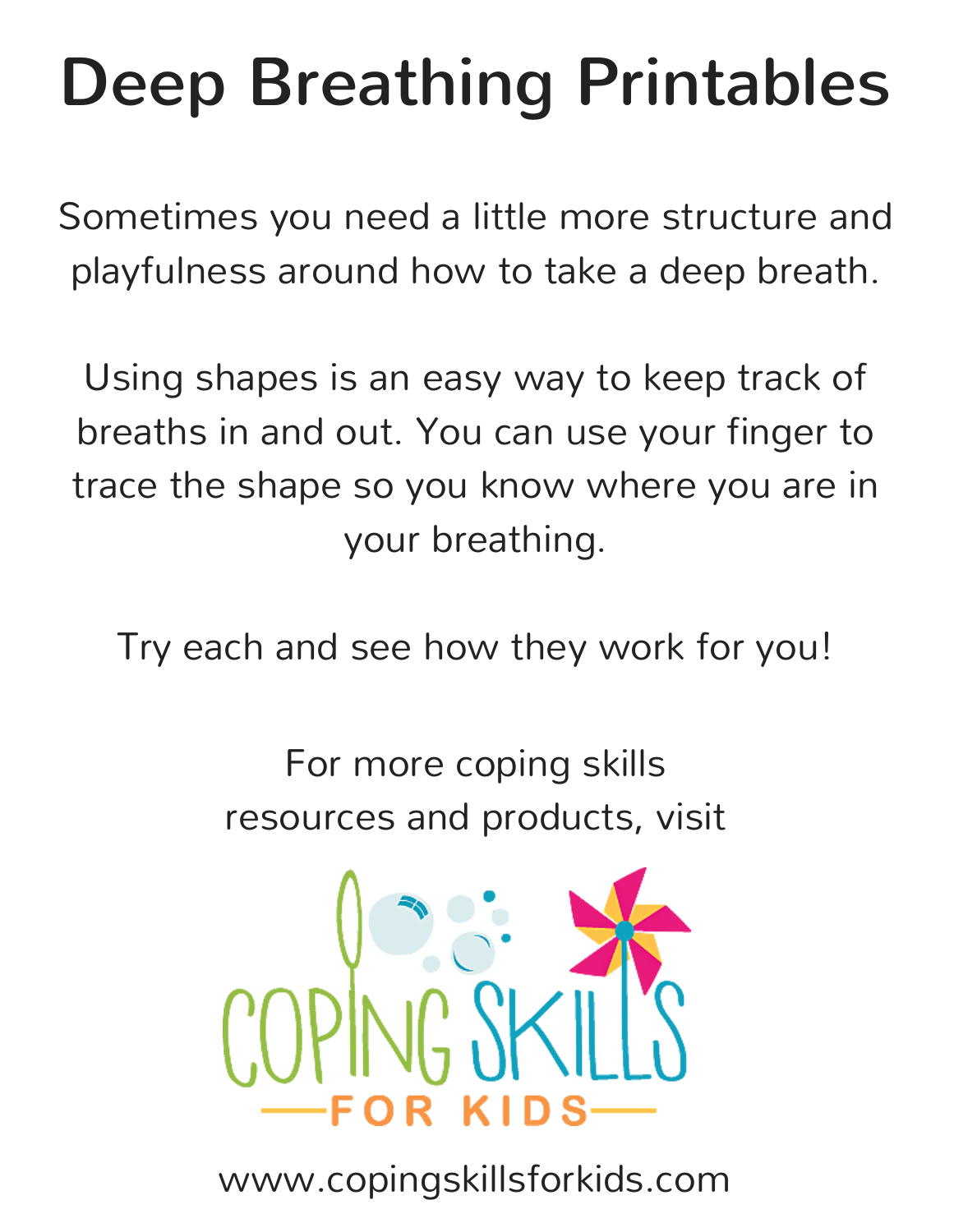# Deep Breathing Printables

Sometimes you need a little more structure and playfulness around how to take a deep breath.

Using shapes is an easy way to keep track of breaths in and out. You can use your finger to trace the shape so you know where you are in your breathing.

Try each and see how they work for you!

For more coping skills resources and products, visit

COPING SKILLS FOR KIDS

www.copingskillsforkids.com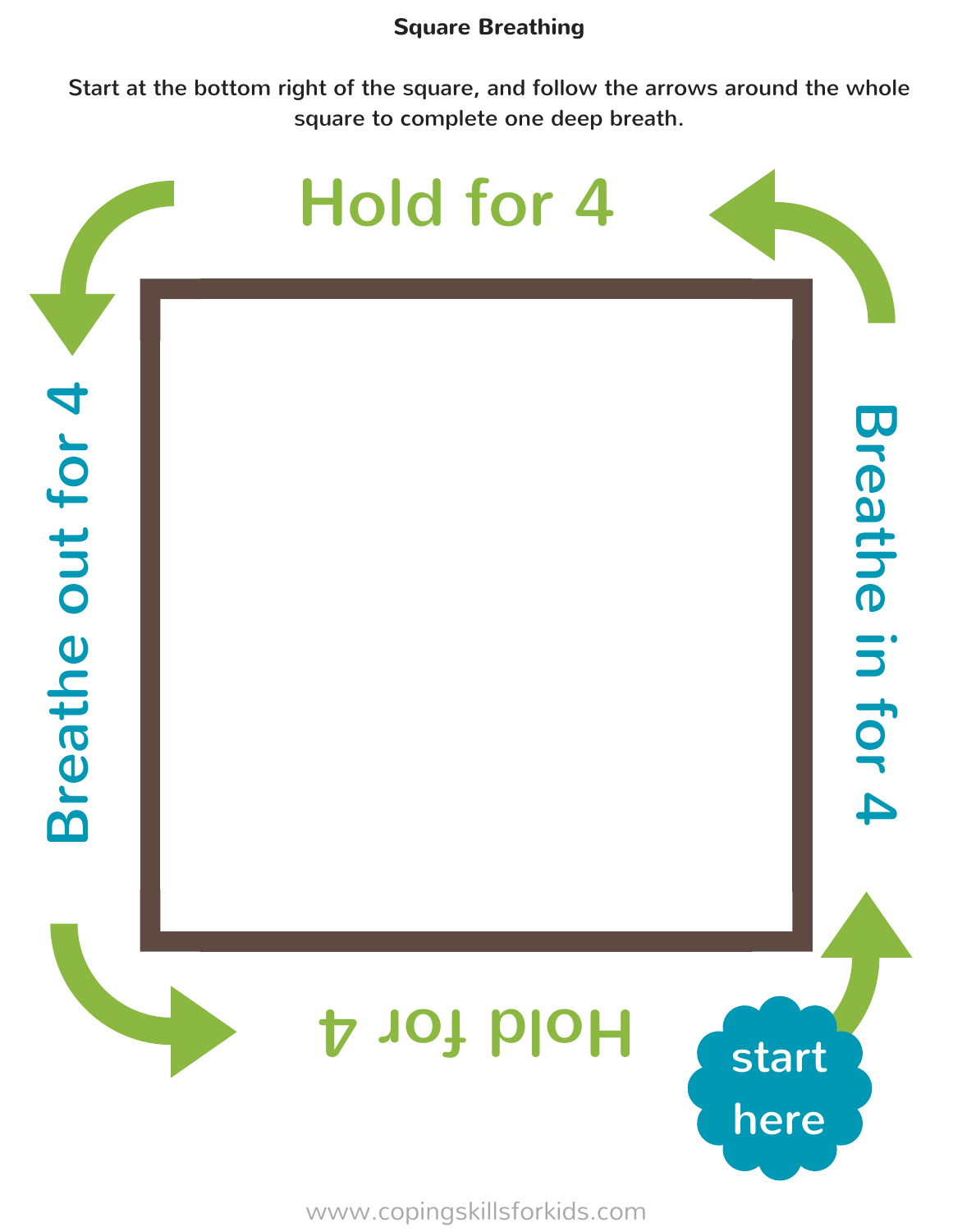# Square Breathing

Start at the bottom right of the square, and follow the arrows around the whole square to complete one deep breath.

start here

Breathe in for 4

Hold for 4

Breathe out for 4

Hold for 4

www.copingskillsforkids.com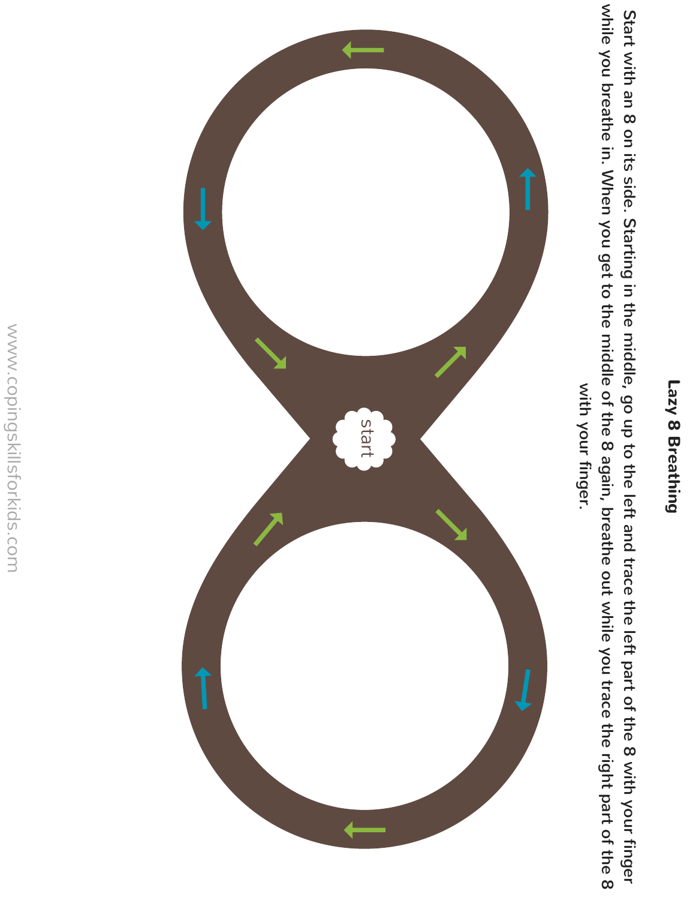## Lazy 8 Breathing

Start with an 8 on its side. Starting in the middle, go up to the left and trace the left part of the 8 with your finger while you breathe in. When you get to the middle of the 8 again, breathe out while you trace the right part of the 8 with your finger.

start

www.copingskillsforkids.com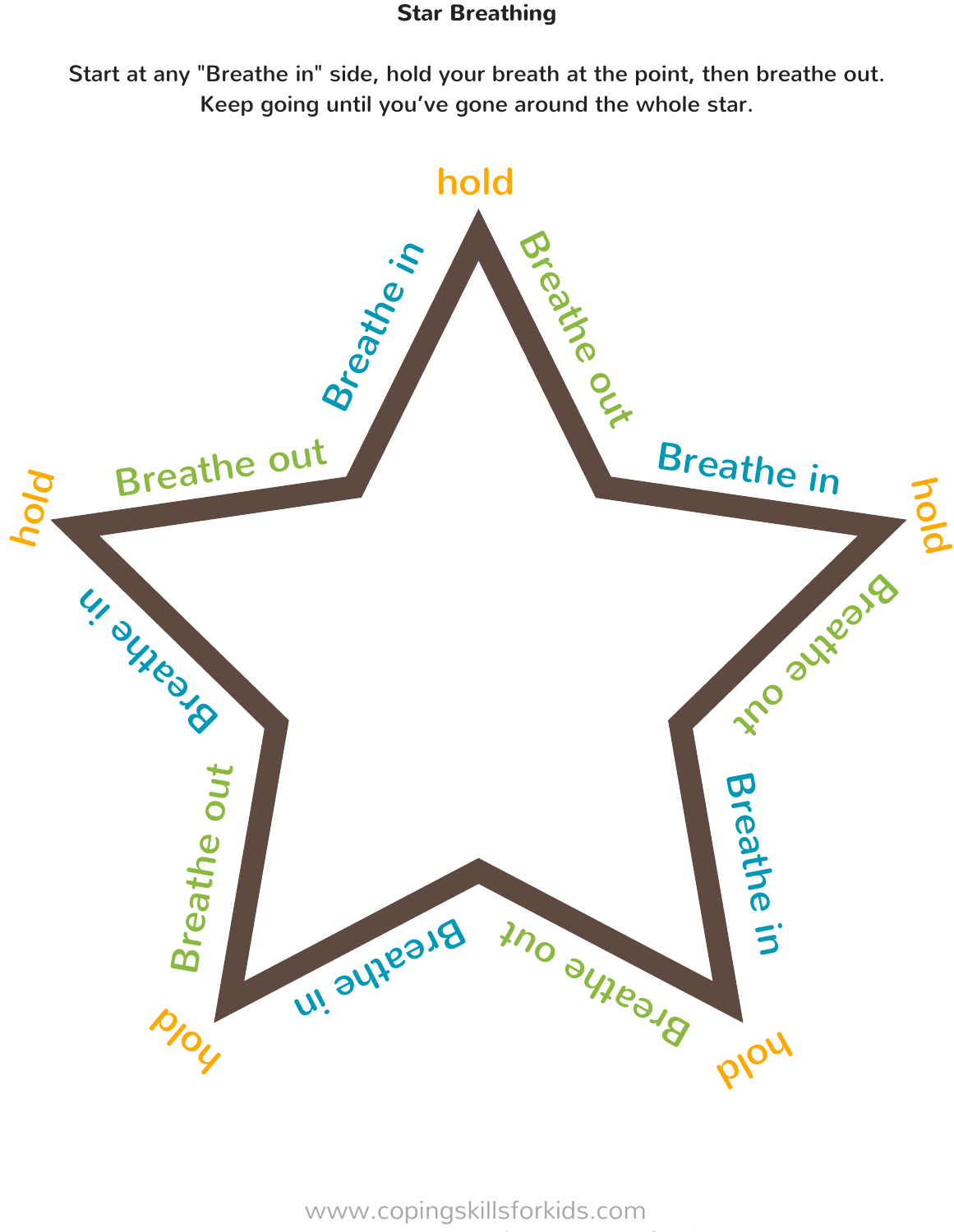# Star Breathing

Start at any "Breathe in" side, hold your breath at the point, then breathe out. Keep going until you've gone around the whole star.

hold

Breathe in

Breathe out

Breathe in

hold

Breathe out

hold

Breathe in

Breathe out

Breathe in

Breathe out

Breathe in

Breathe out

Breathe in

Breathe out

hold

hold

www.copingskillsforkids.com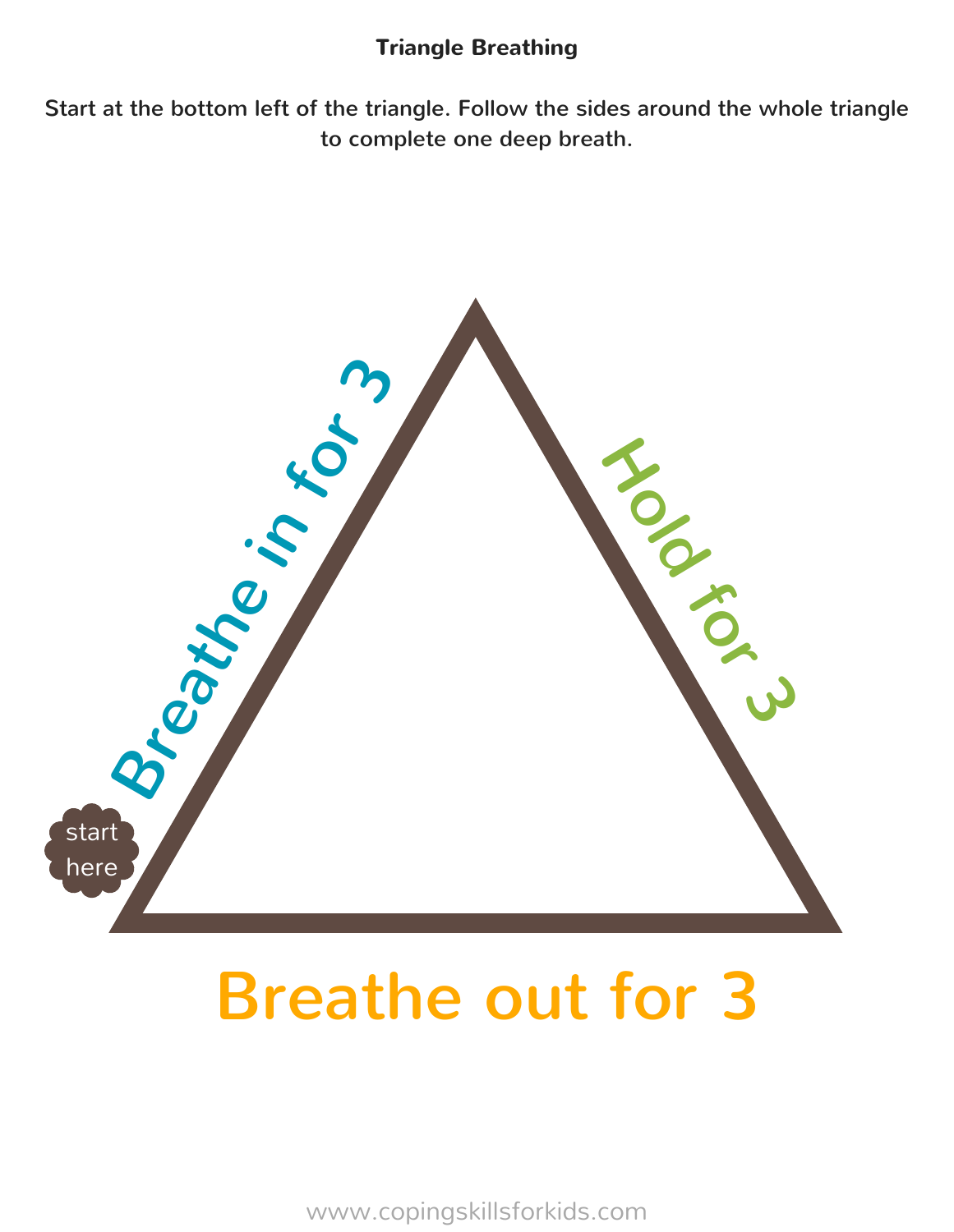**Triangle Breathing**

Start at the bottom left of the triangle. Follow the sides around the whole triangle to complete one deep breath.

start here

Breathe in for 3

Hold for 3

Breathe out for 3

www.copingskillsforkids.com